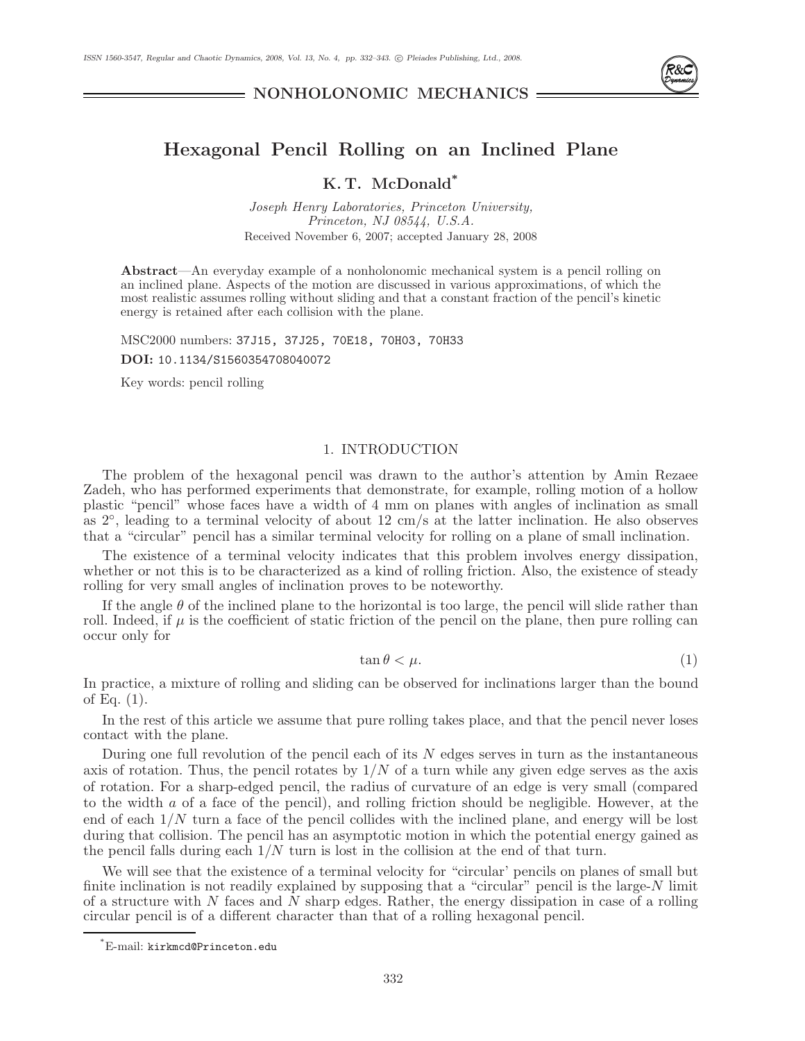NONHOLONOMIC MECHANICS

# Hexagonal Pencil Rolling on an Inclined Plane

**K. T. McDonald***

*Joseph Henry Laboratories, Princeton University, Princeton, NJ 08544, U.S.A.*
Received November 6, 2007; accepted January 28, 2008

**Abstract**—An everyday example of a nonholonomic mechanical system is a pencil rolling on an inclined plane. Aspects of the motion are discussed in various approximations, of which the most realistic assumes rolling without sliding and that a constant fraction of the pencil's kinetic energy is retained after each collision with the plane.

MSC2000 numbers: 37J15, 37J25, 70E18, 70H03, 70H33

**DOI:** 10.1134/S1560354708040072

Key words: pencil rolling

## 1. INTRODUCTION

The problem of the hexagonal pencil was drawn to the author's attention by Amin Rezaee Zadeh, who has performed experiments that demonstrate, for example, rolling motion of a hollow plastic "pencil" whose faces have a width of 4 mm on planes with angles of inclination as small as $2^\circ$, leading to a terminal velocity of about 12 cm/s at the latter inclination. He also observes that a "circular" pencil has a similar terminal velocity for rolling on a plane of small inclination.

The existence of a terminal velocity indicates that this problem involves energy dissipation, whether or not this is to be characterized as a kind of rolling friction. Also, the existence of steady rolling for very small angles of inclination proves to be noteworthy.

If the angle $\theta$ of the inclined plane to the horizontal is too large, the pencil will slide rather than roll. Indeed, if $\mu$ is the coefficient of static friction of the pencil on the plane, then pure rolling can occur only for

$$\tan\theta < \mu. \tag{1}$$

In practice, a mixture of rolling and sliding can be observed for inclinations larger than the bound of Eq. (1).

In the rest of this article we assume that pure rolling takes place, and that the pencil never loses contact with the plane.

During one full revolution of the pencil each of its $N$ edges serves in turn as the instantaneous axis of rotation. Thus, the pencil rotates by $1/N$ of a turn while any given edge serves as the axis of rotation. For a sharp-edged pencil, the radius of curvature of an edge is very small (compared to the width $a$ of a face of the pencil), and rolling friction should be negligible. However, at the end of each $1/N$ turn a face of the pencil collides with the inclined plane, and energy will be lost during that collision. The pencil has an asymptotic motion in which the potential energy gained as the pencil falls during each $1/N$ turn is lost in the collision at the end of that turn.

We will see that the existence of a terminal velocity for "circular' pencils on planes of small but finite inclination is not readily explained by supposing that a "circular" pencil is the large-$N$ limit of a structure with $N$ faces and $N$ sharp edges. Rather, the energy dissipation in case of a rolling circular pencil is of a different character than that of a rolling hexagonal pencil.

*E-mail: kirkmcd@Princeton.edu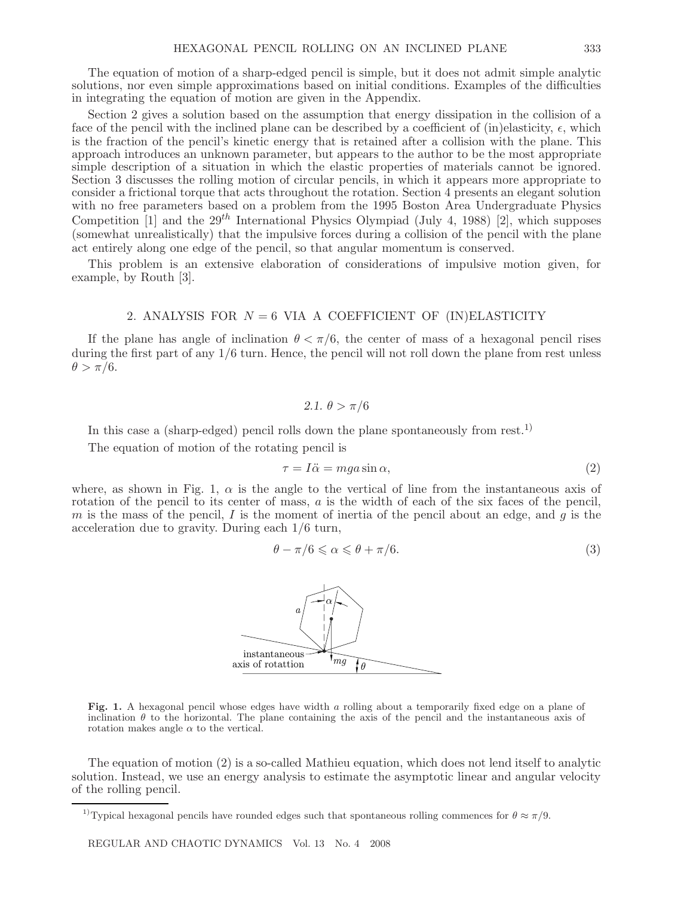The equation of motion of a sharp-edged pencil is simple, but it does not admit simple analytic solutions, nor even simple approximations based on initial conditions. Examples of the difficulties in integrating the equation of motion are given in the Appendix.

Section 2 gives a solution based on the assumption that energy dissipation in the collision of a face of the pencil with the inclined plane can be described by a coefficient of (in)elasticity, $\epsilon$, which is the fraction of the pencil's kinetic energy that is retained after a collision with the plane. This approach introduces an unknown parameter, but appears to the author to be the most appropriate simple description of a situation in which the elastic properties of materials cannot be ignored. Section 3 discusses the rolling motion of circular pencils, in which it appears more appropriate to consider a frictional torque that acts throughout the rotation. Section 4 presents an elegant solution with no free parameters based on a problem from the 1995 Boston Area Undergraduate Physics Competition [1] and the $29^{th}$ International Physics Olympiad (July 4, 1988) [2], which supposes (somewhat unrealistically) that the impulsive forces during a collision of the pencil with the plane act entirely along one edge of the pencil, so that angular momentum is conserved.

This problem is an extensive elaboration of considerations of impulsive motion given, for example, by Routh [3].

## 2. ANALYSIS FOR $N = 6$ VIA A COEFFICIENT OF (IN)ELASTICITY

If the plane has angle of inclination $\theta < \pi/6$, the center of mass of a hexagonal pencil rises during the first part of any 1/6 turn. Hence, the pencil will not roll down the plane from rest unless $\theta > \pi/6$.

### *2.1.* $\theta > \pi/6$

In this case a (sharp-edged) pencil rolls down the plane spontaneously from rest.[1)]

The equation of motion of the rotating pencil is

$$\tau = I\ddot{\alpha} = mga \sin\alpha, \tag{2}$$

where, as shown in Fig. 1, $\alpha$ is the angle to the vertical of line from the instantaneous axis of rotation of the pencil to its center of mass, $a$ is the width of each of the six faces of the pencil, $m$ is the mass of the pencil, $I$ is the moment of inertia of the pencil about an edge, and $g$ is the acceleration due to gravity. During each 1/6 turn,

$$\theta - \pi/6 \leqslant \alpha \leqslant \theta + \pi/6. \tag{3}$$

**Fig. 1.** A hexagonal pencil whose edges have width $a$ rolling about a temporarily fixed edge on a plane of inclination $\theta$ to the horizontal. The plane containing the axis of the pencil and the instantaneous axis of rotation makes angle $\alpha$ to the vertical.

The equation of motion (2) is a so-called Mathieu equation, which does not lend itself to analytic solution. Instead, we use an energy analysis to estimate the asymptotic linear and angular velocity of the rolling pencil.

1) Typical hexagonal pencils have rounded edges such that spontaneous rolling commences for $\theta \approx \pi/9$.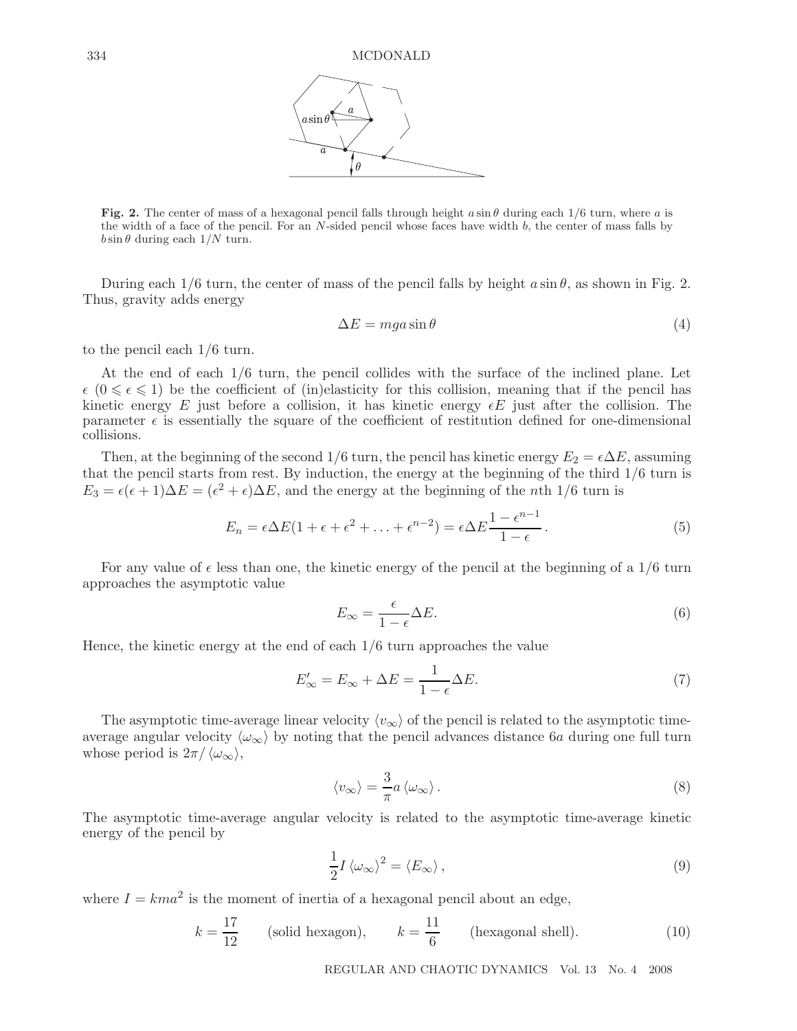**Fig. 2.** The center of mass of a hexagonal pencil falls through height $a \sin\theta$ during each 1/6 turn, where $a$ is the width of a face of the pencil. For an $N$-sided pencil whose faces have width $b$, the center of mass falls by $b \sin\theta$ during each $1/N$ turn.

During each 1/6 turn, the center of mass of the pencil falls by height $a \sin\theta$, as shown in Fig. 2. Thus, gravity adds energy

$$\Delta E = mga \sin\theta \tag{4}$$

to the pencil each 1/6 turn.

At the end of each 1/6 turn, the pencil collides with the surface of the inclined plane. Let $\epsilon$ ($0 \leqslant \epsilon \leqslant 1$) be the coefficient of (in)elasticity for this collision, meaning that if the pencil has kinetic energy $E$ just before a collision, it has kinetic energy $\epsilon E$ just after the collision. The parameter $\epsilon$ is essentially the square of the coefficient of restitution defined for one-dimensional collisions.

Then, at the beginning of the second 1/6 turn, the pencil has kinetic energy $E_2 = \epsilon \Delta E$, assuming that the pencil starts from rest. By induction, the energy at the beginning of the third 1/6 turn is $E_3 = \epsilon(\epsilon + 1)\Delta E = (\epsilon^2 + \epsilon)\Delta E$, and the energy at the beginning of the $n$th 1/6 turn is

$$E_n = \epsilon \Delta E (1 + \epsilon + \epsilon^2 + \ldots + \epsilon^{n-2}) = \epsilon \Delta E \frac{1 - \epsilon^{n-1}}{1 - \epsilon}\,. \tag{5}$$

For any value of $\epsilon$ less than one, the kinetic energy of the pencil at the beginning of a 1/6 turn approaches the asymptotic value

$$E_\infty = \frac{\epsilon}{1 - \epsilon} \Delta E. \tag{6}$$

Hence, the kinetic energy at the end of each 1/6 turn approaches the value

$$E'_\infty = E_\infty + \Delta E = \frac{1}{1 - \epsilon} \Delta E. \tag{7}$$

The asymptotic time-average linear velocity $\langle v_\infty \rangle$ of the pencil is related to the asymptotic time-average angular velocity $\langle \omega_\infty \rangle$ by noting that the pencil advances distance $6a$ during one full turn whose period is $2\pi / \langle \omega_\infty \rangle$,

$$\langle v_\infty \rangle = \frac{3}{\pi} a \langle \omega_\infty \rangle\,. \tag{8}$$

The asymptotic time-average angular velocity is related to the asymptotic time-average kinetic energy of the pencil by

$$\frac{1}{2} I \langle \omega_\infty \rangle^2 = \langle E_\infty \rangle\,, \tag{9}$$

where $I = kma^2$ is the moment of inertia of a hexagonal pencil about an edge,

$$k = \frac{17}{12} \qquad \text{(solid hexagon)}, \qquad k = \frac{11}{6} \qquad \text{(hexagonal shell)}. \tag{10}$$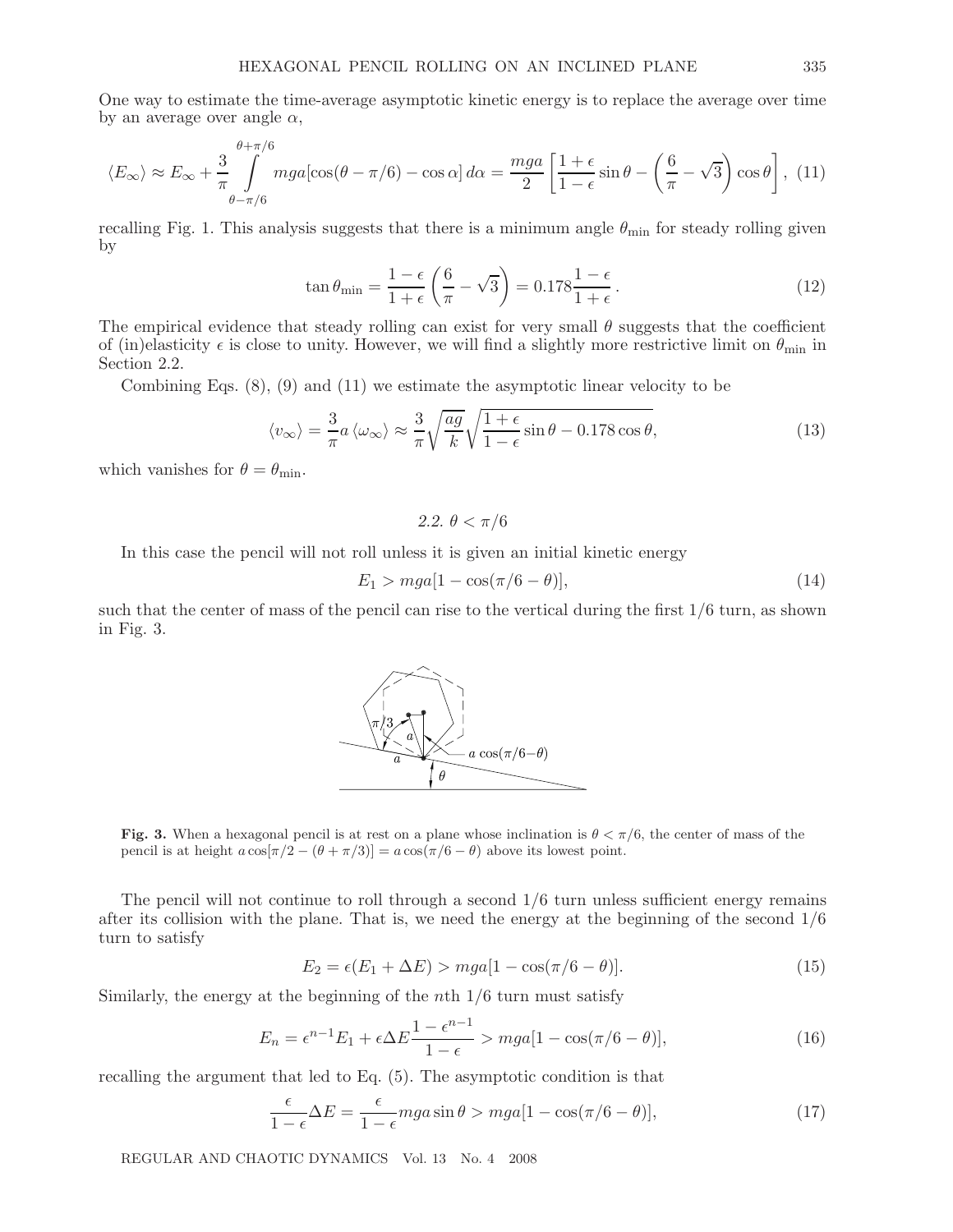One way to estimate the time-average asymptotic kinetic energy is to replace the average over time by an average over angle $\alpha$,

$$\langle E_\infty \rangle \approx E_\infty + \frac{3}{\pi} \int_{\theta-\pi/6}^{\theta+\pi/6} mga[\cos(\theta - \pi/6) - \cos\alpha]\, d\alpha = \frac{mga}{2}\left[\frac{1+\epsilon}{1-\epsilon}\sin\theta - \left(\frac{6}{\pi} - \sqrt{3}\right)\cos\theta\right], \quad (11)$$

recalling Fig. 1. This analysis suggests that there is a minimum angle $\theta_{\min}$ for steady rolling given by

$$\tan\theta_{\min} = \frac{1-\epsilon}{1+\epsilon}\left(\frac{6}{\pi} - \sqrt{3}\right) = 0.178\frac{1-\epsilon}{1+\epsilon}. \quad (12)$$

The empirical evidence that steady rolling can exist for very small $\theta$ suggests that the coefficient of (in)elasticity $\epsilon$ is close to unity. However, we will find a slightly more restrictive limit on $\theta_{\min}$ in Section 2.2.

Combining Eqs. (8), (9) and (11) we estimate the asymptotic linear velocity to be

$$\langle v_\infty \rangle = \frac{3}{\pi} a \langle \omega_\infty \rangle \approx \frac{3}{\pi}\sqrt{\frac{ag}{k}}\sqrt{\frac{1+\epsilon}{1-\epsilon}\sin\theta - 0.178\cos\theta}, \quad (13)$$

which vanishes for $\theta = \theta_{\min}$.

### 2.2. $\theta < \pi/6$

In this case the pencil will not roll unless it is given an initial kinetic energy

$$E_1 > mga[1 - \cos(\pi/6 - \theta)], \quad (14)$$

such that the center of mass of the pencil can rise to the vertical during the first 1/6 turn, as shown in Fig. 3.

**Fig. 3.** When a hexagonal pencil is at rest on a plane whose inclination is $\theta < \pi/6$, the center of mass of the pencil is at height $a\cos[\pi/2 - (\theta + \pi/3)] = a\cos(\pi/6 - \theta)$ above its lowest point.

The pencil will not continue to roll through a second 1/6 turn unless sufficient energy remains after its collision with the plane. That is, we need the energy at the beginning of the second 1/6 turn to satisfy

$$E_2 = \epsilon(E_1 + \Delta E) > mga[1 - \cos(\pi/6 - \theta)]. \quad (15)$$

Similarly, the energy at the beginning of the $n$th 1/6 turn must satisfy

$$E_n = \epsilon^{n-1}E_1 + \epsilon\Delta E\frac{1-\epsilon^{n-1}}{1-\epsilon} > mga[1 - \cos(\pi/6 - \theta)], \quad (16)$$

recalling the argument that led to Eq. (5). The asymptotic condition is that

$$\frac{\epsilon}{1-\epsilon}\Delta E = \frac{\epsilon}{1-\epsilon} mga\sin\theta > mga[1 - \cos(\pi/6 - \theta)], \quad (17)$$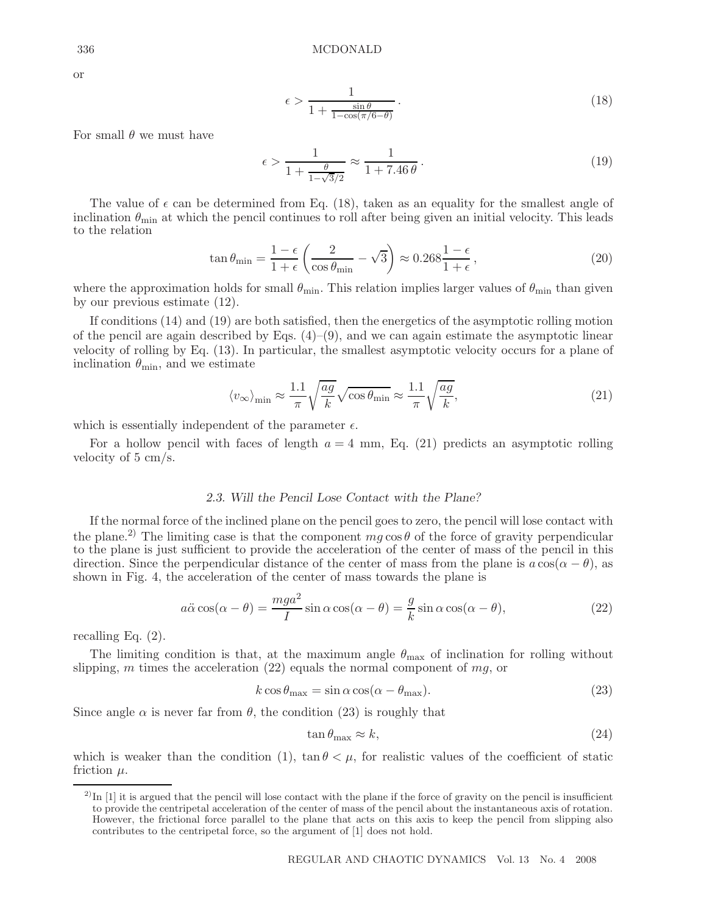or

$$\epsilon > \frac{1}{1 + \frac{\sin\theta}{1-\cos(\pi/6-\theta)}}\,. \tag{18}$$

For small $\theta$ we must have

$$\epsilon > \frac{1}{1 + \frac{\theta}{1-\sqrt{3}/2}} \approx \frac{1}{1+7.46\,\theta}\,. \tag{19}$$

The value of $\epsilon$ can be determined from Eq. (18), taken as an equality for the smallest angle of inclination $\theta_{\min}$ at which the pencil continues to roll after being given an initial velocity. This leads to the relation

$$\tan\theta_{\min} = \frac{1-\epsilon}{1+\epsilon}\left(\frac{2}{\cos\theta_{\min}} - \sqrt{3}\right) \approx 0.268\frac{1-\epsilon}{1+\epsilon}\,, \tag{20}$$

where the approximation holds for small $\theta_{\min}$. This relation implies larger values of $\theta_{\min}$ than given by our previous estimate (12).

If conditions (14) and (19) are both satisfied, then the energetics of the asymptotic rolling motion of the pencil are again described by Eqs. (4)–(9), and we can again estimate the asymptotic linear velocity of rolling by Eq. (13). In particular, the smallest asymptotic velocity occurs for a plane of inclination $\theta_{\min}$, and we estimate

$$\langle v_\infty \rangle_{\min} \approx \frac{1.1}{\pi}\sqrt{\frac{ag}{k}}\sqrt{\cos\theta_{\min}} \approx \frac{1.1}{\pi}\sqrt{\frac{ag}{k}}, \tag{21}$$

which is essentially independent of the parameter $\epsilon$.

For a hollow pencil with faces of length $a = 4$ mm, Eq. (21) predicts an asymptotic rolling velocity of 5 cm/s.

### *2.3. Will the Pencil Lose Contact with the Plane?*

If the normal force of the inclined plane on the pencil goes to zero, the pencil will lose contact with the plane.[2)] The limiting case is that the component $mg\cos\theta$ of the force of gravity perpendicular to the plane is just sufficient to provide the acceleration of the center of mass of the pencil in this direction. Since the perpendicular distance of the center of mass from the plane is $a\cos(\alpha - \theta)$, as shown in Fig. 4, the acceleration of the center of mass towards the plane is

$$a\ddot{\alpha}\cos(\alpha-\theta) = \frac{mga^2}{I}\sin\alpha\cos(\alpha-\theta) = \frac{g}{k}\sin\alpha\cos(\alpha-\theta), \tag{22}$$

recalling Eq. (2).

The limiting condition is that, at the maximum angle $\theta_{\max}$ of inclination for rolling without slipping, $m$ times the acceleration (22) equals the normal component of $mg$, or

$$k\cos\theta_{\max} = \sin\alpha\cos(\alpha - \theta_{\max}). \tag{23}$$

Since angle $\alpha$ is never far from $\theta$, the condition (23) is roughly that

$$\tan\theta_{\max} \approx k, \tag{24}$$

which is weaker than the condition (1), $\tan\theta < \mu$, for realistic values of the coefficient of static friction $\mu$.

---

[2)] In [1] it is argued that the pencil will lose contact with the plane if the force of gravity on the pencil is insufficient to provide the centripetal acceleration of the center of mass of the pencil about the instantaneous axis of rotation. However, the frictional force parallel to the plane that acts on this axis to keep the pencil from slipping also contributes to the centripetal force, so the argument of [1] does not hold.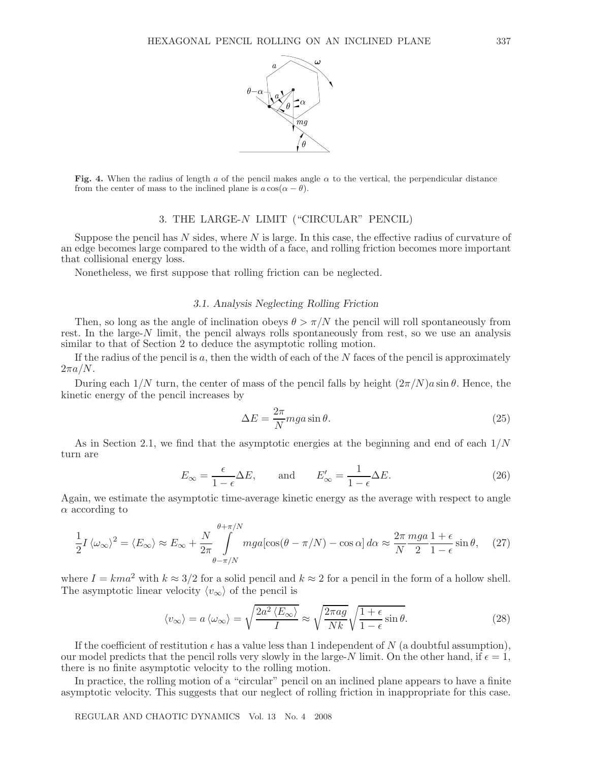**Fig. 4.** When the radius of length $a$ of the pencil makes angle $\alpha$ to the vertical, the perpendicular distance from the center of mass to the inclined plane is $a\cos(\alpha - \theta)$.

## 3. THE LARGE-$N$ LIMIT ("CIRCULAR" PENCIL)

Suppose the pencil has $N$ sides, where $N$ is large. In this case, the effective radius of curvature of an edge becomes large compared to the width of a face, and rolling friction becomes more important that collisional energy loss.

Nonetheless, we first suppose that rolling friction can be neglected.

### 3.1. Analysis Neglecting Rolling Friction

Then, so long as the angle of inclination obeys $\theta > \pi/N$ the pencil will roll spontaneously from rest. In the large-$N$ limit, the pencil always rolls spontaneously from rest, so we use an analysis similar to that of Section 2 to deduce the asymptotic rolling motion.

If the radius of the pencil is $a$, then the width of each of the $N$ faces of the pencil is approximately $2\pi a/N$.

During each $1/N$ turn, the center of mass of the pencil falls by height $(2\pi/N)a\sin\theta$. Hence, the kinetic energy of the pencil increases by

$$\Delta E = \frac{2\pi}{N} mga \sin\theta. \tag{25}$$

As in Section 2.1, we find that the asymptotic energies at the beginning and end of each $1/N$ turn are

$$E_\infty = \frac{\epsilon}{1-\epsilon}\Delta E, \qquad \text{and} \qquad E'_\infty = \frac{1}{1-\epsilon}\Delta E. \tag{26}$$

Again, we estimate the asymptotic time-average kinetic energy as the average with respect to angle $\alpha$ according to

$$\frac{1}{2} I \langle \omega_\infty \rangle^2 = \langle E_\infty \rangle \approx E_\infty + \frac{N}{2\pi} \int\limits_{\theta-\pi/N}^{\theta+\pi/N} mga[\cos(\theta - \pi/N) - \cos\alpha]\, d\alpha \approx \frac{2\pi}{N} \frac{mga}{2} \frac{1+\epsilon}{1-\epsilon} \sin\theta, \tag{27}$$

where $I = kma^2$ with $k \approx 3/2$ for a solid pencil and $k \approx 2$ for a pencil in the form of a hollow shell. The asymptotic linear velocity $\langle v_\infty \rangle$ of the pencil is

$$\langle v_\infty \rangle = a \langle \omega_\infty \rangle = \sqrt{\frac{2a^2 \langle E_\infty \rangle}{I}} \approx \sqrt{\frac{2\pi a g}{Nk}} \sqrt{\frac{1+\epsilon}{1-\epsilon} \sin\theta}. \tag{28}$$

If the coefficient of restitution $\epsilon$ has a value less than 1 independent of $N$ (a doubtful assumption), our model predicts that the pencil rolls very slowly in the large-$N$ limit. On the other hand, if $\epsilon = 1$, there is no finite asymptotic velocity to the rolling motion.

In practice, the rolling motion of a "circular" pencil on an inclined plane appears to have a finite asymptotic velocity. This suggests that our neglect of rolling friction in inappropriate for this case.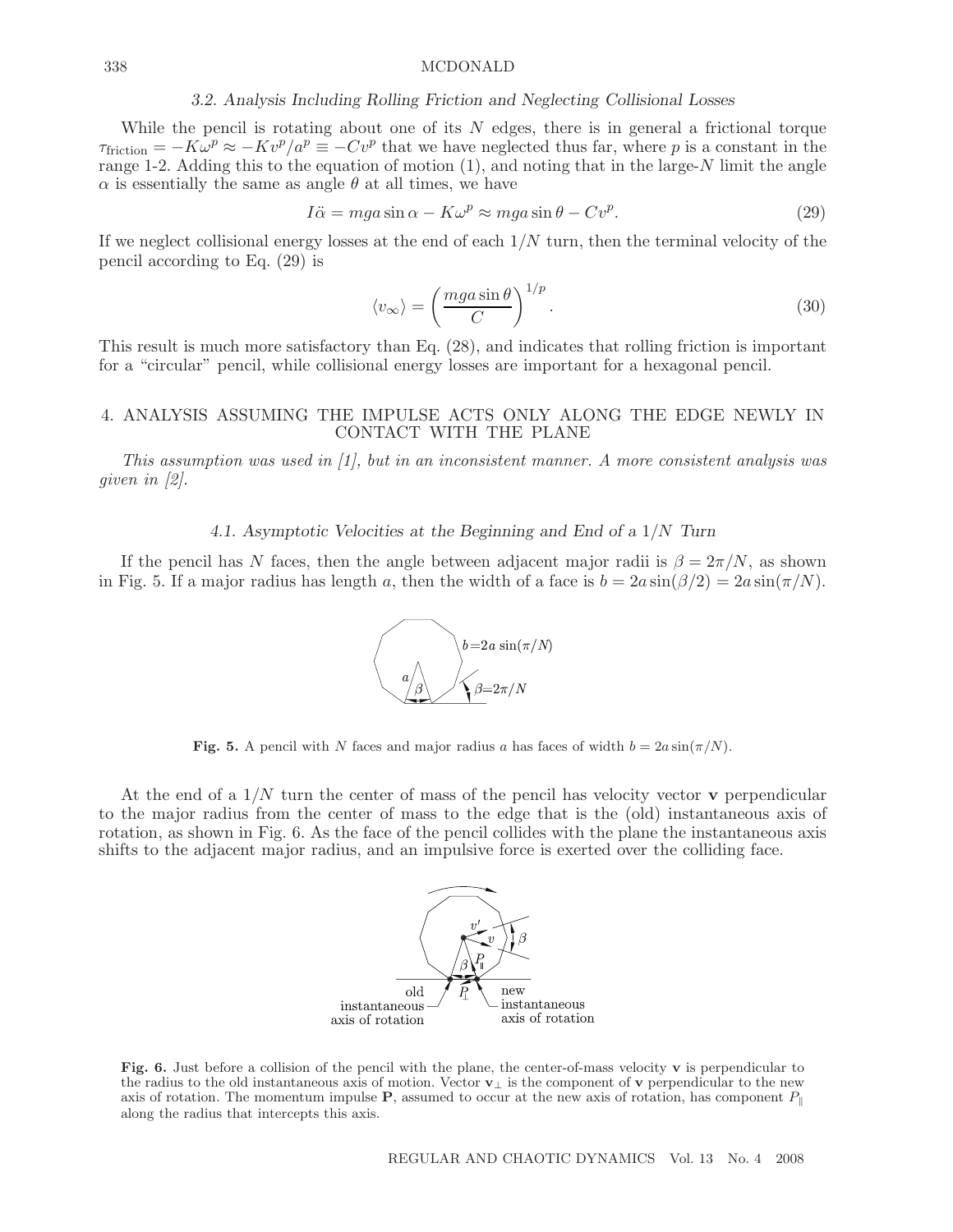### 3.2. Analysis Including Rolling Friction and Neglecting Collisional Losses

While the pencil is rotating about one of its $N$ edges, there is in general a frictional torque $\tau_{\text{friction}} = -K\omega^p \approx -Kv^p/a^p \equiv -Cv^p$ that we have neglected thus far, where $p$ is a constant in the range 1-2. Adding this to the equation of motion (1), and noting that in the large-$N$ limit the angle $\alpha$ is essentially the same as angle $\theta$ at all times, we have

$$I\ddot{\alpha} = mga\sin\alpha - K\omega^p \approx mga\sin\theta - Cv^p. \tag{29}$$

If we neglect collisional energy losses at the end of each $1/N$ turn, then the terminal velocity of the pencil according to Eq. (29) is

$$\langle v_\infty \rangle = \left(\frac{mga\sin\theta}{C}\right)^{1/p}. \tag{30}$$

This result is much more satisfactory than Eq. (28), and indicates that rolling friction is important for a "circular" pencil, while collisional energy losses are important for a hexagonal pencil.

## 4. ANALYSIS ASSUMING THE IMPULSE ACTS ONLY ALONG THE EDGE NEWLY IN CONTACT WITH THE PLANE

*This assumption was used in [1], but in an inconsistent manner. A more consistent analysis was given in [2].*

### 4.1. Asymptotic Velocities at the Beginning and End of a 1/N Turn

If the pencil has $N$ faces, then the angle between adjacent major radii is $\beta = 2\pi/N$, as shown in Fig. 5. If a major radius has length $a$, then the width of a face is $b = 2a\sin(\beta/2) = 2a\sin(\pi/N)$.

**Fig. 5.** A pencil with $N$ faces and major radius $a$ has faces of width $b = 2a\sin(\pi/N)$.

At the end of a $1/N$ turn the center of mass of the pencil has velocity vector $\mathbf{v}$ perpendicular to the major radius from the center of mass to the edge that is the (old) instantaneous axis of rotation, as shown in Fig. 6. As the face of the pencil collides with the plane the instantaneous axis shifts to the adjacent major radius, and an impulsive force is exerted over the colliding face.

**Fig. 6.** Just before a collision of the pencil with the plane, the center-of-mass velocity $\mathbf{v}$ is perpendicular to the radius to the old instantaneous axis of motion. Vector $\mathbf{v}_\perp$ is the component of $\mathbf{v}$ perpendicular to the new axis of rotation. The momentum impulse $\mathbf{P}$, assumed to occur at the new axis of rotation, has component $P_\parallel$ along the radius that intercepts this axis.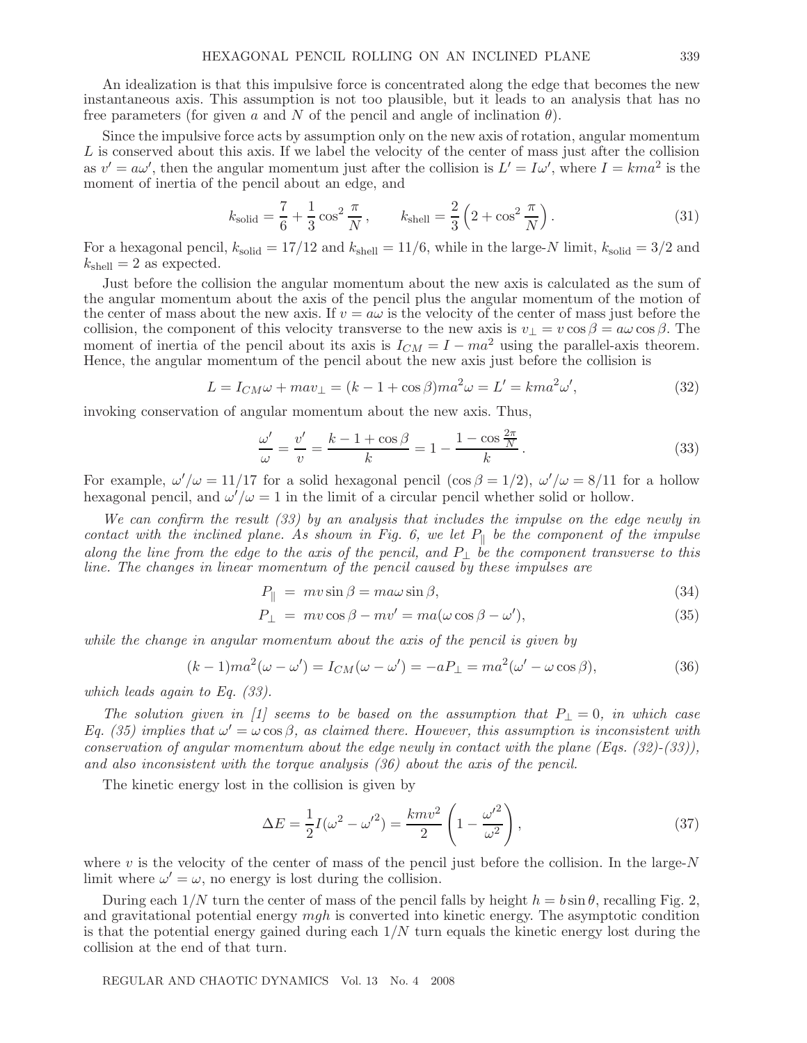An idealization is that this impulsive force is concentrated along the edge that becomes the new instantaneous axis. This assumption is not too plausible, but it leads to an analysis that has no free parameters (for given $a$ and $N$ of the pencil and angle of inclination $\theta$).

Since the impulsive force acts by assumption only on the new axis of rotation, angular momentum $L$ is conserved about this axis. If we label the velocity of the center of mass just after the collision as $v' = a\omega'$, then the angular momentum just after the collision is $L' = I\omega'$, where $I = kma^2$ is the moment of inertia of the pencil about an edge, and

$$k_{\rm solid} = \frac{7}{6} + \frac{1}{3}\cos^2\frac{\pi}{N}\,, \qquad k_{\rm shell} = \frac{2}{3}\left(2 + \cos^2\frac{\pi}{N}\right). \tag{31}$$

For a hexagonal pencil, $k_{\rm solid} = 17/12$ and $k_{\rm shell} = 11/6$, while in the large-$N$ limit, $k_{\rm solid} = 3/2$ and $k_{\rm shell} = 2$ as expected.

Just before the collision the angular momentum about the new axis is calculated as the sum of the angular momentum about the axis of the pencil plus the angular momentum of the motion of the center of mass about the new axis. If $v = a\omega$ is the velocity of the center of mass just before the collision, the component of this velocity transverse to the new axis is $v_\perp = v\cos\beta = a\omega\cos\beta$. The moment of inertia of the pencil about its axis is $I_{CM} = I - ma^2$ using the parallel-axis theorem. Hence, the angular momentum of the pencil about the new axis just before the collision is

$$L = I_{CM}\omega + mav_\perp = (k - 1 + \cos\beta)ma^2\omega = L' = kma^2\omega', \tag{32}$$

invoking conservation of angular momentum about the new axis. Thus,

$$\frac{\omega'}{\omega} = \frac{v'}{v} = \frac{k - 1 + \cos\beta}{k} = 1 - \frac{1 - \cos\frac{2\pi}{N}}{k}\,. \tag{33}$$

For example, $\omega'/\omega = 11/17$ for a solid hexagonal pencil ($\cos\beta = 1/2$), $\omega'/\omega = 8/11$ for a hollow hexagonal pencil, and $\omega'/\omega = 1$ in the limit of a circular pencil whether solid or hollow.

*We can confirm the result (33) by an analysis that includes the impulse on the edge newly in contact with the inclined plane. As shown in Fig. 6, we let $P_\parallel$ be the component of the impulse along the line from the edge to the axis of the pencil, and $P_\perp$ be the component transverse to this line. The changes in linear momentum of the pencil caused by these impulses are*

$$P_\parallel \;=\; mv\sin\beta = ma\omega\sin\beta, \tag{34}$$

$$P_\perp \;=\; mv\cos\beta - mv' = ma(\omega\cos\beta - \omega'), \tag{35}$$

*while the change in angular momentum about the axis of the pencil is given by*

$$(k-1)ma^2(\omega - \omega') = I_{CM}(\omega - \omega') = -aP_\perp = ma^2(\omega' - \omega\cos\beta), \tag{36}$$

*which leads again to Eq. (33).*

*The solution given in [1] seems to be based on the assumption that $P_\perp = 0$, in which case Eq. (35) implies that $\omega' = \omega\cos\beta$, as claimed there. However, this assumption is inconsistent with conservation of angular momentum about the edge newly in contact with the plane (Eqs. (32)-(33)), and also inconsistent with the torque analysis (36) about the axis of the pencil.*

The kinetic energy lost in the collision is given by

$$\Delta E = \frac{1}{2}I(\omega^2 - \omega'^2) = \frac{kmv^2}{2}\left(1 - \frac{\omega'^2}{\omega^2}\right), \tag{37}$$

where $v$ is the velocity of the center of mass of the pencil just before the collision. In the large-$N$ limit where $\omega' = \omega$, no energy is lost during the collision.

During each $1/N$ turn the center of mass of the pencil falls by height $h = b\sin\theta$, recalling Fig. 2, and gravitational potential energy $mgh$ is converted into kinetic energy. The asymptotic condition is that the potential energy gained during each $1/N$ turn equals the kinetic energy lost during the collision at the end of that turn.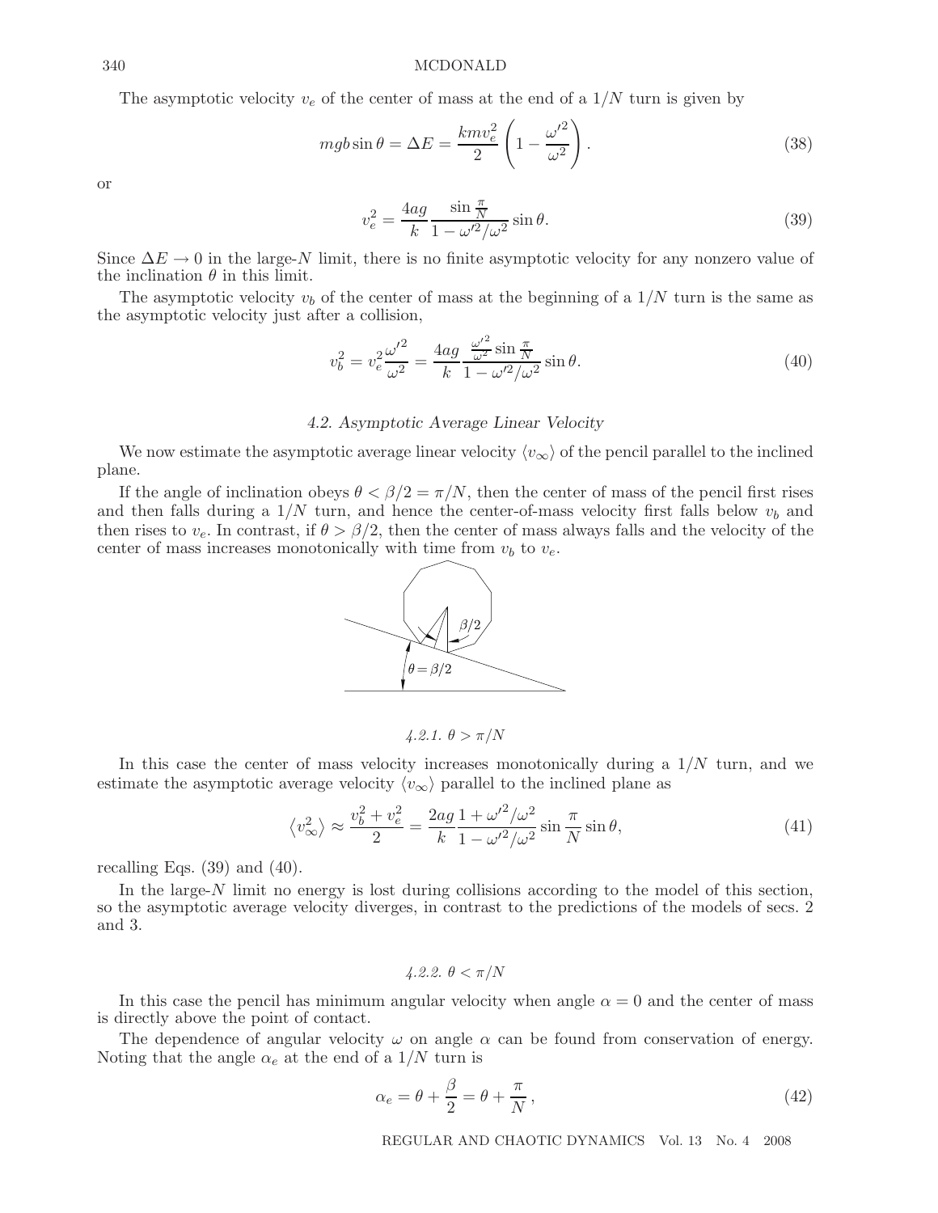The asymptotic velocity $v_e$ of the center of mass at the end of a $1/N$ turn is given by

$$mgb \sin\theta = \Delta E = \frac{kmv_e^2}{2}\left(1 - \frac{\omega'^2}{\omega^2}\right). \tag{38}$$

or

$$v_e^2 = \frac{4ag}{k} \frac{\sin\frac{\pi}{N}}{1 - \omega'^2/\omega^2} \sin\theta. \tag{39}$$

Since $\Delta E \to 0$ in the large-$N$ limit, there is no finite asymptotic velocity for any nonzero value of the inclination $\theta$ in this limit.

The asymptotic velocity $v_b$ of the center of mass at the beginning of a $1/N$ turn is the same as the asymptotic velocity just after a collision,

$$v_b^2 = v_e^2 \frac{\omega'^2}{\omega^2} = \frac{4ag}{k} \frac{\frac{\omega'^2}{\omega^2} \sin\frac{\pi}{N}}{1 - \omega'^2/\omega^2} \sin\theta. \tag{40}$$

### *4.2. Asymptotic Average Linear Velocity*

We now estimate the asymptotic average linear velocity $\langle v_\infty \rangle$ of the pencil parallel to the inclined plane.

If the angle of inclination obeys $\theta < \beta/2 = \pi/N$, then the center of mass of the pencil first rises and then falls during a $1/N$ turn, and hence the center-of-mass velocity first falls below $v_b$ and then rises to $v_e$. In contrast, if $\theta > \beta/2$, then the center of mass always falls and the velocity of the center of mass increases monotonically with time from $v_b$ to $v_e$.

#### *4.2.1. $\theta > \pi/N$*

In this case the center of mass velocity increases monotonically during a $1/N$ turn, and we estimate the asymptotic average velocity $\langle v_\infty \rangle$ parallel to the inclined plane as

$$\langle v_\infty^2 \rangle \approx \frac{v_b^2 + v_e^2}{2} = \frac{2ag}{k} \frac{1 + \omega'^2/\omega^2}{1 - \omega'^2/\omega^2} \sin\frac{\pi}{N} \sin\theta, \tag{41}$$

recalling Eqs. (39) and (40).

In the large-$N$ limit no energy is lost during collisions according to the model of this section, so the asymptotic average velocity diverges, in contrast to the predictions of the models of secs. 2 and 3.

#### *4.2.2. $\theta < \pi/N$*

In this case the pencil has minimum angular velocity when angle $\alpha = 0$ and the center of mass is directly above the point of contact.

The dependence of angular velocity $\omega$ on angle $\alpha$ can be found from conservation of energy. Noting that the angle $\alpha_e$ at the end of a $1/N$ turn is

$$\alpha_e = \theta + \frac{\beta}{2} = \theta + \frac{\pi}{N}, \tag{42}$$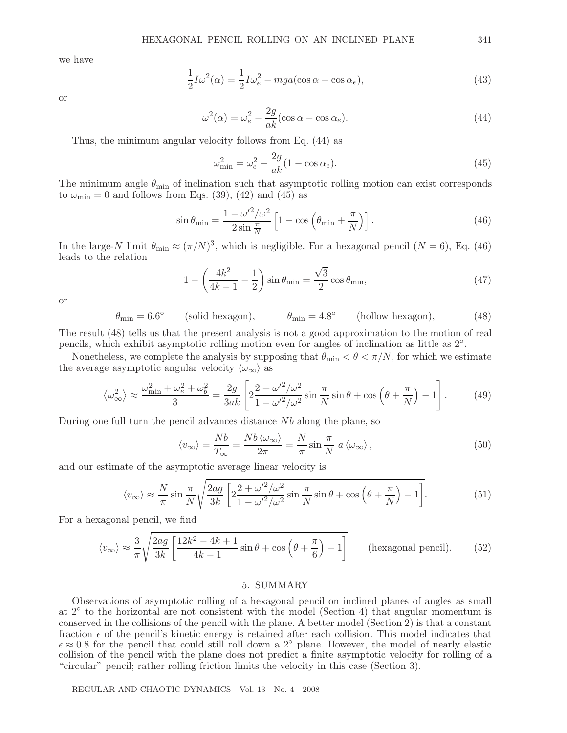we have

$$\frac{1}{2}I\omega^2(\alpha) = \frac{1}{2}I\omega_e^2 - mga(\cos\alpha - \cos\alpha_e), \tag{43}$$

or

$$\omega^2(\alpha) = \omega_e^2 - \frac{2g}{ak}(\cos\alpha - \cos\alpha_e). \tag{44}$$

Thus, the minimum angular velocity follows from Eq. (44) as

$$\omega_{\min}^2 = \omega_e^2 - \frac{2g}{ak}(1 - \cos\alpha_e). \tag{45}$$

The minimum angle $\theta_{\min}$ of inclination such that asymptotic rolling motion can exist corresponds to $\omega_{\min} = 0$ and follows from Eqs. (39), (42) and (45) as

$$\sin\theta_{\min} = \frac{1 - \omega'^2/\omega^2}{2\sin\frac{\pi}{N}}\left[1 - \cos\left(\theta_{\min} + \frac{\pi}{N}\right)\right]. \tag{46}$$

In the large-$N$ limit $\theta_{\min} \approx (\pi/N)^3$, which is negligible. For a hexagonal pencil ($N = 6$), Eq. (46) leads to the relation

$$1 - \left(\frac{4k^2}{4k-1} - \frac{1}{2}\right)\sin\theta_{\min} = \frac{\sqrt{3}}{2}\cos\theta_{\min}, \tag{47}$$

or

$$\theta_{\min} = 6.6^\circ \qquad \text{(solid hexagon)}, \qquad \theta_{\min} = 4.8^\circ \qquad \text{(hollow hexagon)}, \tag{48}$$

The result (48) tells us that the present analysis is not a good approximation to the motion of real pencils, which exhibit asymptotic rolling motion even for angles of inclination as little as $2^\circ$.

Nonetheless, we complete the analysis by supposing that $\theta_{\min} < \theta < \pi/N$, for which we estimate the average asymptotic angular velocity $\langle\omega_\infty\rangle$ as

$$\left\langle\omega_\infty^2\right\rangle \approx \frac{\omega_{\min}^2 + \omega_e^2 + \omega_b^2}{3} = \frac{2g}{3ak}\left[2\frac{2 + \omega'^2/\omega^2}{1 - \omega'^2/\omega^2}\sin\frac{\pi}{N}\sin\theta + \cos\left(\theta + \frac{\pi}{N}\right) - 1\right]. \tag{49}$$

During one full turn the pencil advances distance $Nb$ along the plane, so

$$\langle v_\infty\rangle = \frac{Nb}{T_\infty} = \frac{Nb\,\langle\omega_\infty\rangle}{2\pi} = \frac{N}{\pi}\sin\frac{\pi}{N}\; a\,\langle\omega_\infty\rangle, \tag{50}$$

and our estimate of the asymptotic average linear velocity is

$$\langle v_\infty\rangle \approx \frac{N}{\pi}\sin\frac{\pi}{N}\sqrt{\frac{2ag}{3k}\left[2\frac{2 + \omega'^2/\omega^2}{1 - \omega'^2/\omega^2}\sin\frac{\pi}{N}\sin\theta + \cos\left(\theta + \frac{\pi}{N}\right) - 1\right]}. \tag{51}$$

For a hexagonal pencil, we find

$$\langle v_\infty\rangle \approx \frac{3}{\pi}\sqrt{\frac{2ag}{3k}\left[\frac{12k^2 - 4k + 1}{4k-1}\sin\theta + \cos\left(\theta + \frac{\pi}{6}\right) - 1\right]} \qquad \text{(hexagonal pencil)}. \tag{52}$$

## 5. SUMMARY

Observations of asymptotic rolling of a hexagonal pencil on inclined planes of angles as small at $2^\circ$ to the horizontal are not consistent with the model (Section 4) that angular momentum is conserved in the collisions of the pencil with the plane. A better model (Section 2) is that a constant fraction $\epsilon$ of the pencil's kinetic energy is retained after each collision. This model indicates that $\epsilon \approx 0.8$ for the pencil that could still roll down a $2^\circ$ plane. However, the model of nearly elastic collision of the pencil with the plane does not predict a finite asymptotic velocity for rolling of a "circular" pencil; rather rolling friction limits the velocity in this case (Section 3).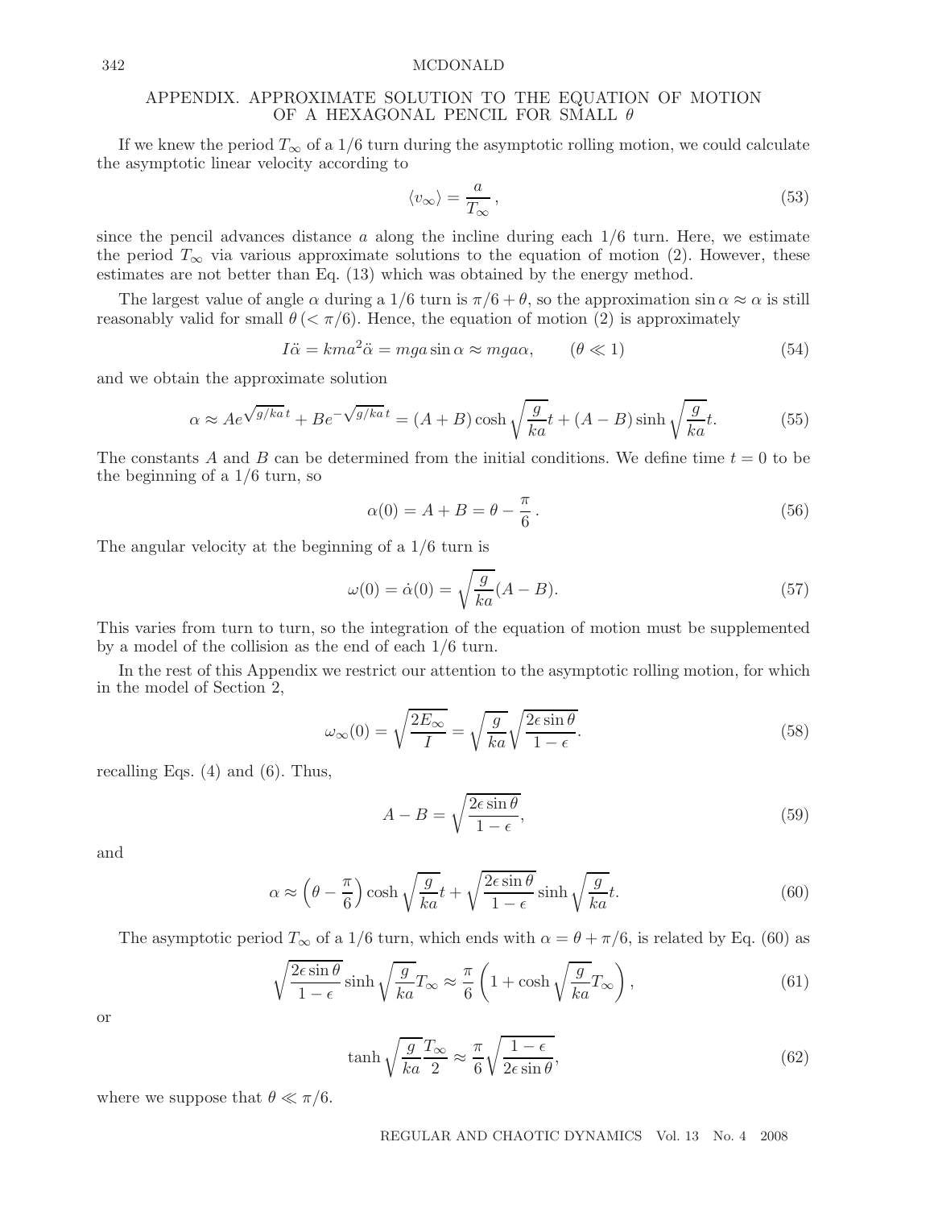## APPENDIX. APPROXIMATE SOLUTION TO THE EQUATION OF MOTION OF A HEXAGONAL PENCIL FOR SMALL $\theta$

If we knew the period $T_\infty$ of a 1/6 turn during the asymptotic rolling motion, we could calculate the asymptotic linear velocity according to

$$\langle v_\infty \rangle = \frac{a}{T_\infty}, \tag{53}$$

since the pencil advances distance $a$ along the incline during each 1/6 turn. Here, we estimate the period $T_\infty$ via various approximate solutions to the equation of motion (2). However, these estimates are not better than Eq. (13) which was obtained by the energy method.

The largest value of angle $\alpha$ during a 1/6 turn is $\pi/6 + \theta$, so the approximation $\sin\alpha \approx \alpha$ is still reasonably valid for small $\theta\,(< \pi/6)$. Hence, the equation of motion (2) is approximately

$$I\ddot{\alpha} = kma^2\ddot{\alpha} = mga\sin\alpha \approx mga\alpha, \qquad (\theta \ll 1) \tag{54}$$

and we obtain the approximate solution

$$\alpha \approx Ae^{\sqrt{g/ka}\,t} + Be^{-\sqrt{g/ka}\,t} = (A+B)\cosh\sqrt{\frac{g}{ka}}t + (A-B)\sinh\sqrt{\frac{g}{ka}}t. \tag{55}$$

The constants $A$ and $B$ can be determined from the initial conditions. We define time $t = 0$ to be the beginning of a 1/6 turn, so

$$\alpha(0) = A + B = \theta - \frac{\pi}{6}. \tag{56}$$

The angular velocity at the beginning of a 1/6 turn is

$$\omega(0) = \dot{\alpha}(0) = \sqrt{\frac{g}{ka}}(A - B). \tag{57}$$

This varies from turn to turn, so the integration of the equation of motion must be supplemented by a model of the collision as the end of each 1/6 turn.

In the rest of this Appendix we restrict our attention to the asymptotic rolling motion, for which in the model of Section 2,

$$\omega_\infty(0) = \sqrt{\frac{2E_\infty}{I}} = \sqrt{\frac{g}{ka}}\sqrt{\frac{2\epsilon\sin\theta}{1-\epsilon}}. \tag{58}$$

recalling Eqs. (4) and (6). Thus,

$$A - B = \sqrt{\frac{2\epsilon\sin\theta}{1-\epsilon}}, \tag{59}$$

and

$$\alpha \approx \left(\theta - \frac{\pi}{6}\right)\cosh\sqrt{\frac{g}{ka}}t + \sqrt{\frac{2\epsilon\sin\theta}{1-\epsilon}}\sinh\sqrt{\frac{g}{ka}}t. \tag{60}$$

The asymptotic period $T_\infty$ of a 1/6 turn, which ends with $\alpha = \theta + \pi/6$, is related by Eq. (60) as

$$\sqrt{\frac{2\epsilon\sin\theta}{1-\epsilon}}\sinh\sqrt{\frac{g}{ka}}T_\infty \approx \frac{\pi}{6}\left(1 + \cosh\sqrt{\frac{g}{ka}}T_\infty\right), \tag{61}$$

or

$$\tanh\sqrt{\frac{g}{ka}}\frac{T_\infty}{2} \approx \frac{\pi}{6}\sqrt{\frac{1-\epsilon}{2\epsilon\sin\theta}}, \tag{62}$$

where we suppose that $\theta \ll \pi/6$.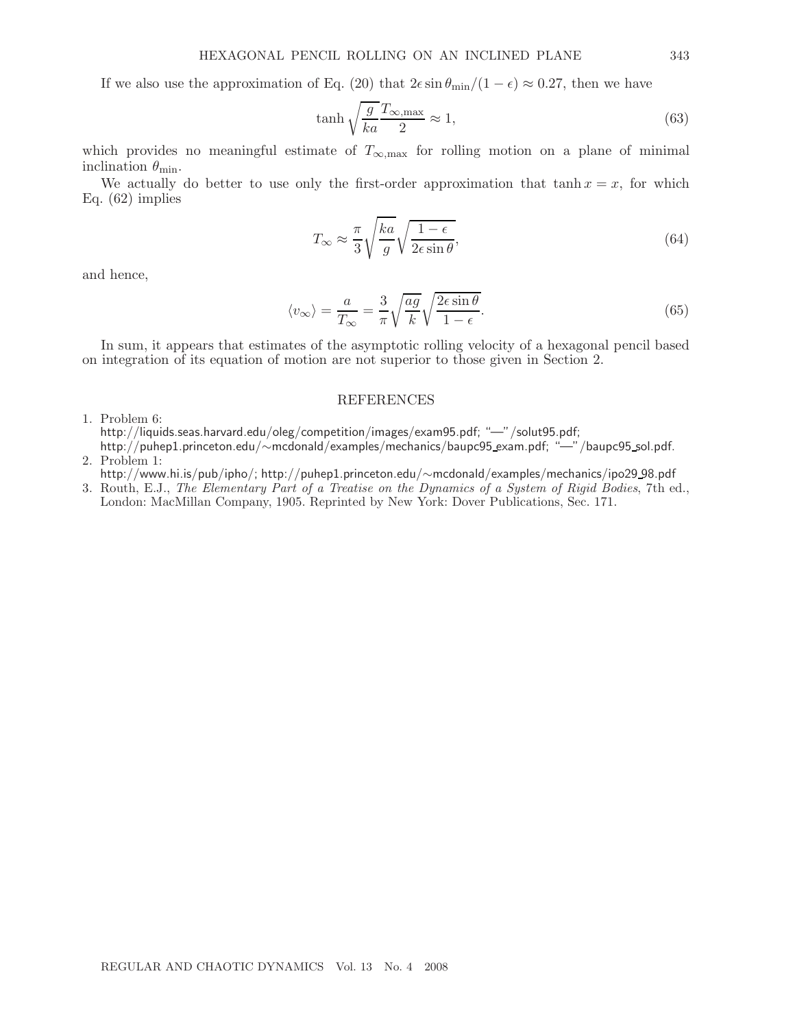If we also use the approximation of Eq. (20) that $2\epsilon \sin \theta_{\min}/(1-\epsilon) \approx 0.27$, then we have

$$\tanh \sqrt{\frac{g}{ka}} \frac{T_{\infty,\max}}{2} \approx 1, \tag{63}$$

which provides no meaningful estimate of $T_{\infty,\max}$ for rolling motion on a plane of minimal inclination $\theta_{\min}$.

We actually do better to use only the first-order approximation that $\tanh x = x$, for which Eq. (62) implies

$$T_\infty \approx \frac{\pi}{3} \sqrt{\frac{ka}{g}} \sqrt{\frac{1-\epsilon}{2\epsilon \sin \theta}}, \tag{64}$$

and hence,

$$\langle v_\infty \rangle = \frac{a}{T_\infty} = \frac{3}{\pi} \sqrt{\frac{ag}{k}} \sqrt{\frac{2\epsilon \sin \theta}{1-\epsilon}}. \tag{65}$$

In sum, it appears that estimates of the asymptotic rolling velocity of a hexagonal pencil based on integration of its equation of motion are not superior to those given in Section 2.

## REFERENCES

1. Problem 6:
   http://liquids.seas.harvard.edu/oleg/competition/images/exam95.pdf; "—"/solut95.pdf;
   http://puhep1.princeton.edu/~mcdonald/examples/mechanics/baupc95_exam.pdf; "—"/baupc95_sol.pdf.
2. Problem 1:
   http://www.hi.is/pub/ipho/; http://puhep1.princeton.edu/~mcdonald/examples/mechanics/ipo29_98.pdf
3. Routh, E.J., *The Elementary Part of a Treatise on the Dynamics of a System of Rigid Bodies*, 7th ed., London: MacMillan Company, 1905. Reprinted by New York: Dover Publications, Sec. 171.